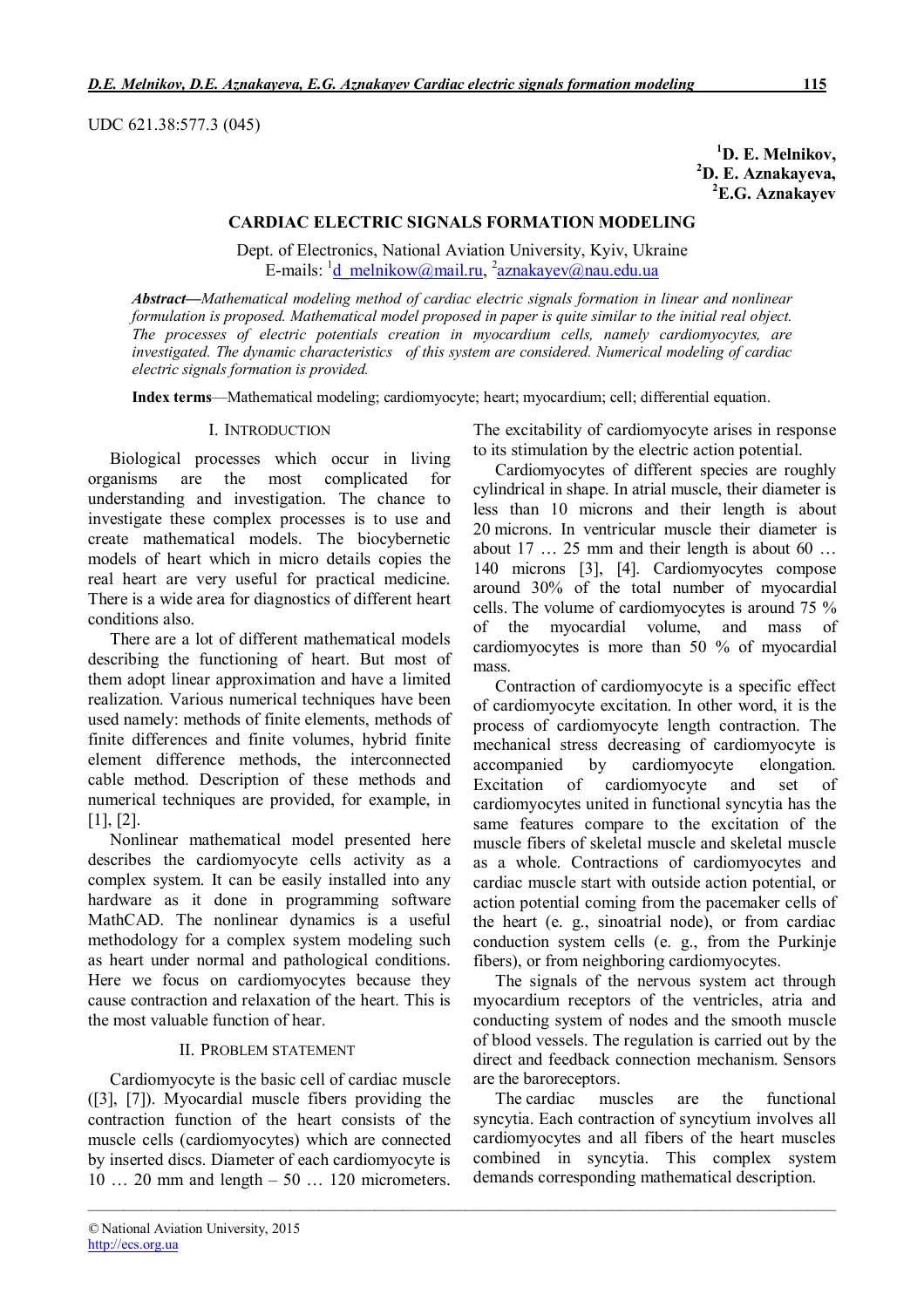UDC 621.38:577.3 (045)

**D. E. Melnikov**[1]**,**
**D. E. Aznakayeva**[2]**,**
**E.G. Aznakayev**[2]

# CARDIAC ELECTRIC SIGNALS FORMATION MODELING

Dept. of Electronics, National Aviation University, Kyiv, Ukraine
E-mails: [1]d_melnikow@mail.ru, [2]aznakayev@nau.edu.ua

***Abstract***—*Mathematical modeling method of cardiac electric signals formation in linear and nonlinear formulation is proposed. Mathematical model proposed in paper is quite similar to the initial real object. The processes of electric potentials creation in myocardium cells, namely cardiomyocytes, are investigated. The dynamic characteristics of this system are considered. Numerical modeling of cardiac electric signals formation is provided.*

**Index terms**—Mathematical modeling; cardiomyocyte; heart; myocardium; cell; differential equation.

## I. INTRODUCTION

Biological processes which occur in living organisms are the most complicated for understanding and investigation. The chance to investigate these complex processes is to use and create mathematical models. The biocybernetic models of heart which in micro details copies the real heart are very useful for practical medicine. There is a wide area for diagnostics of different heart conditions also.

There are a lot of different mathematical models describing the functioning of heart. But most of them adopt linear approximation and have a limited realization. Various numerical techniques have been used namely: methods of finite elements, methods of finite differences and finite volumes, hybrid finite element difference methods, the interconnected cable method. Description of these methods and numerical techniques are provided, for example, in [1], [2].

Nonlinear mathematical model presented here describes the cardiomyocyte cells activity as a complex system. It can be easily installed into any hardware as it done in programming software MathCAD. The nonlinear dynamics is a useful methodology for a complex system modeling such as heart under normal and pathological conditions. Here we focus on cardiomyocytes because they cause contraction and relaxation of the heart. This is the most valuable function of hear.

## II. PROBLEM STATEMENT

Cardiomyocyte is the basic cell of cardiac muscle ([3], [7]). Myocardial muscle fibers providing the contraction function of the heart consists of the muscle cells (cardiomyocytes) which are connected by inserted discs. Diameter of each cardiomyocyte is 10 … 20 mm and length – 50 … 120 micrometers. The excitability of cardiomyocyte arises in response to its stimulation by the electric action potential.

Cardiomyocytes of different species are roughly cylindrical in shape. In atrial muscle, their diameter is less than 10 microns and their length is about 20 microns. In ventricular muscle their diameter is about 17 … 25 mm and their length is about 60 … 140 microns [3], [4]. Cardiomyocytes compose around 30% of the total number of myocardial cells. The volume of cardiomyocytes is around 75 % of the myocardial volume, and mass of cardiomyocytes is more than 50 % of myocardial mass.

Contraction of cardiomyocyte is a specific effect of cardiomyocyte excitation. In other word, it is the process of cardiomyocyte length contraction. The mechanical stress decreasing of cardiomyocyte is accompanied by cardiomyocyte elongation. Excitation of cardiomyocyte and set of cardiomyocytes united in functional syncytia has the same features compare to the excitation of the muscle fibers of skeletal muscle and skeletal muscle as a whole. Contractions of cardiomyocytes and cardiac muscle start with outside action potential, or action potential coming from the pacemaker cells of the heart (e. g., sinoatrial node), or from cardiac conduction system cells (e. g., from the Purkinje fibers), or from neighboring cardiomyocytes.

The signals of the nervous system act through myocardium receptors of the ventricles, atria and conducting system of nodes and the smooth muscle of blood vessels. The regulation is carried out by the direct and feedback connection mechanism. Sensors are the baroreceptors.

The cardiac muscles are the functional syncytia. Each contraction of syncytium involves all cardiomyocytes and all fibers of the heart muscles combined in syncytia. This complex system demands corresponding mathematical description.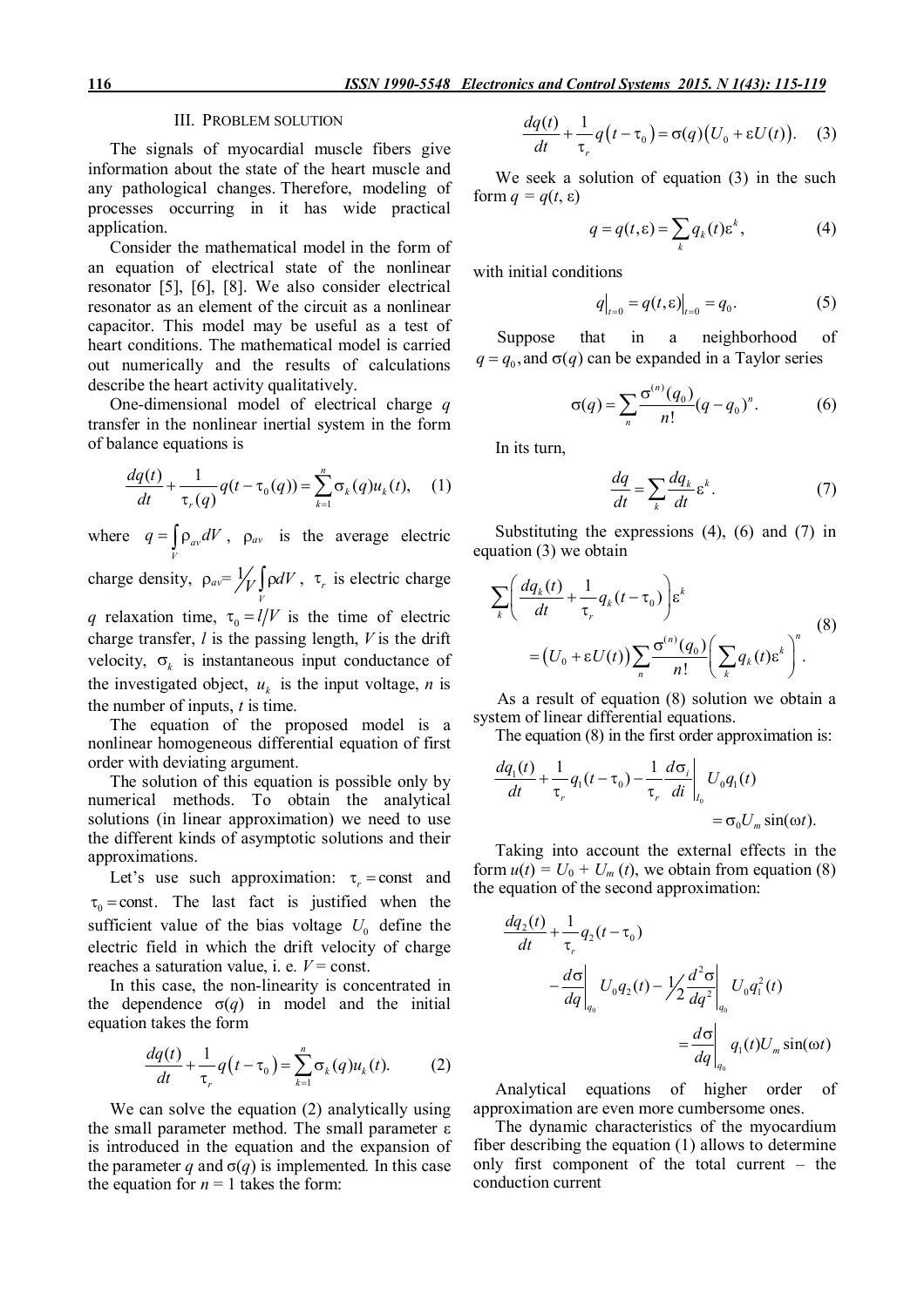## III. Problem solution

The signals of myocardial muscle fibers give information about the state of the heart muscle and any pathological changes. Therefore, modeling of processes occurring in it has wide practical application.

Consider the mathematical model in the form of an equation of electrical state of the nonlinear resonator [5], [6], [8]. We also consider electrical resonator as an element of the circuit as a nonlinear capacitor. This model may be useful as a test of heart conditions. The mathematical model is carried out numerically and the results of calculations describe the heart activity qualitatively.

One-dimensional model of electrical charge $q$ transfer in the nonlinear inertial system in the form of balance equations is

$$\frac{dq(t)}{dt} + \frac{1}{\tau_r(q)} q(t - \tau_0(q)) = \sum_{k=1}^{n} \sigma_k(q) u_k(t), \quad (1)$$

where $q = \int_V \rho_{av} dV$, $\rho_{av}$ is the average electric charge density, $\rho_{av} = {}^1\!/_V \int_V \rho dV$, $\tau_r$ is electric charge $q$ relaxation time, $\tau_0 = l/V$ is the time of electric charge transfer, $l$ is the passing length, $V$ is the drift velocity, $\sigma_k$ is instantaneous input conductance of the investigated object, $u_k$ is the input voltage, $n$ is the number of inputs, $t$ is time.

The equation of the proposed model is a nonlinear homogeneous differential equation of first order with deviating argument.

The solution of this equation is possible only by numerical methods. To obtain the analytical solutions (in linear approximation) we need to use the different kinds of asymptotic solutions and their approximations.

Let's use such approximation: $\tau_r = \text{const}$ and $\tau_0 = \text{const}$. The last fact is justified when the sufficient value of the bias voltage $U_0$ define the electric field in which the drift velocity of charge reaches a saturation value, i. e. $V = \text{const}$.

In this case, the non-linearity is concentrated in the dependence $\sigma(q)$ in model and the initial equation takes the form

$$\frac{dq(t)}{dt} + \frac{1}{\tau_r} q\left(t - \tau_0\right) = \sum_{k=1}^{n} \sigma_k(q) u_k(t). \quad (2)$$

We can solve the equation (2) analytically using the small parameter method. The small parameter $\varepsilon$ is introduced in the equation and the expansion of the parameter $q$ and $\sigma(q)$ is implemented. In this case the equation for $n = 1$ takes the form:

$$\frac{dq(t)}{dt} + \frac{1}{\tau_r} q\left(t - \tau_0\right) = \sigma(q)\left(U_0 + \varepsilon U(t)\right). \quad (3)$$

We seek a solution of equation (3) in the such form $q = q(t, \varepsilon)$

$$q = q(t, \varepsilon) = \sum_k q_k(t) \varepsilon^k, \quad (4)$$

with initial conditions

$$q\big|_{t=0} = q(t, \varepsilon)\big|_{t=0} = q_0. \quad (5)$$

Suppose that in a neighborhood of $q = q_0$, and $\sigma(q)$ can be expanded in a Taylor series

$$\sigma(q) = \sum_n \frac{\sigma^{(n)}(q_0)}{n!}(q - q_0)^n. \quad (6)$$

In its turn,

$$\frac{dq}{dt} = \sum_k \frac{dq_k}{dt} \varepsilon^k. \quad (7)$$

Substituting the expressions (4), (6) and (7) in equation (3) we obtain

$$\sum_k \left( \frac{dq_k(t)}{dt} + \frac{1}{\tau_r} q_k(t - \tau_0) \right) \varepsilon^k = \left(U_0 + \varepsilon U(t)\right) \sum_n \frac{\sigma^{(n)}(q_0)}{n!} \left( \sum_k q_k(t) \varepsilon^k \right)^n. \quad (8)$$

As a result of equation (8) solution we obtain a system of linear differential equations.

The equation (8) in the first order approximation is:

$$\frac{dq_1(t)}{dt} + \frac{1}{\tau_r} q_1(t - \tau_0) - \frac{1}{\tau_r} \frac{d\sigma_i}{di}\bigg|_{I_0} U_0 q_1(t) = \sigma_0 U_m \sin(\omega t).$$

Taking into account the external effects in the form $u(t) = U_0 + U_m(t)$, we obtain from equation (8) the equation of the second approximation:

$$\frac{dq_2(t)}{dt} + \frac{1}{\tau_r} q_2(t - \tau_0) - \frac{d\sigma}{dq}\bigg|_{q_0} U_0 q_2(t) - {}^1\!/_2 \frac{d^2\sigma}{dq^2}\bigg|_{q_0} U_0 q_1^2(t) = \frac{d\sigma}{dq}\bigg|_{q_0} q_1(t) U_m \sin(\omega t)$$

Analytical equations of higher order of approximation are even more cumbersome ones.

The dynamic characteristics of the myocardium fiber describing the equation (1) allows to determine only first component of the total current – the conduction current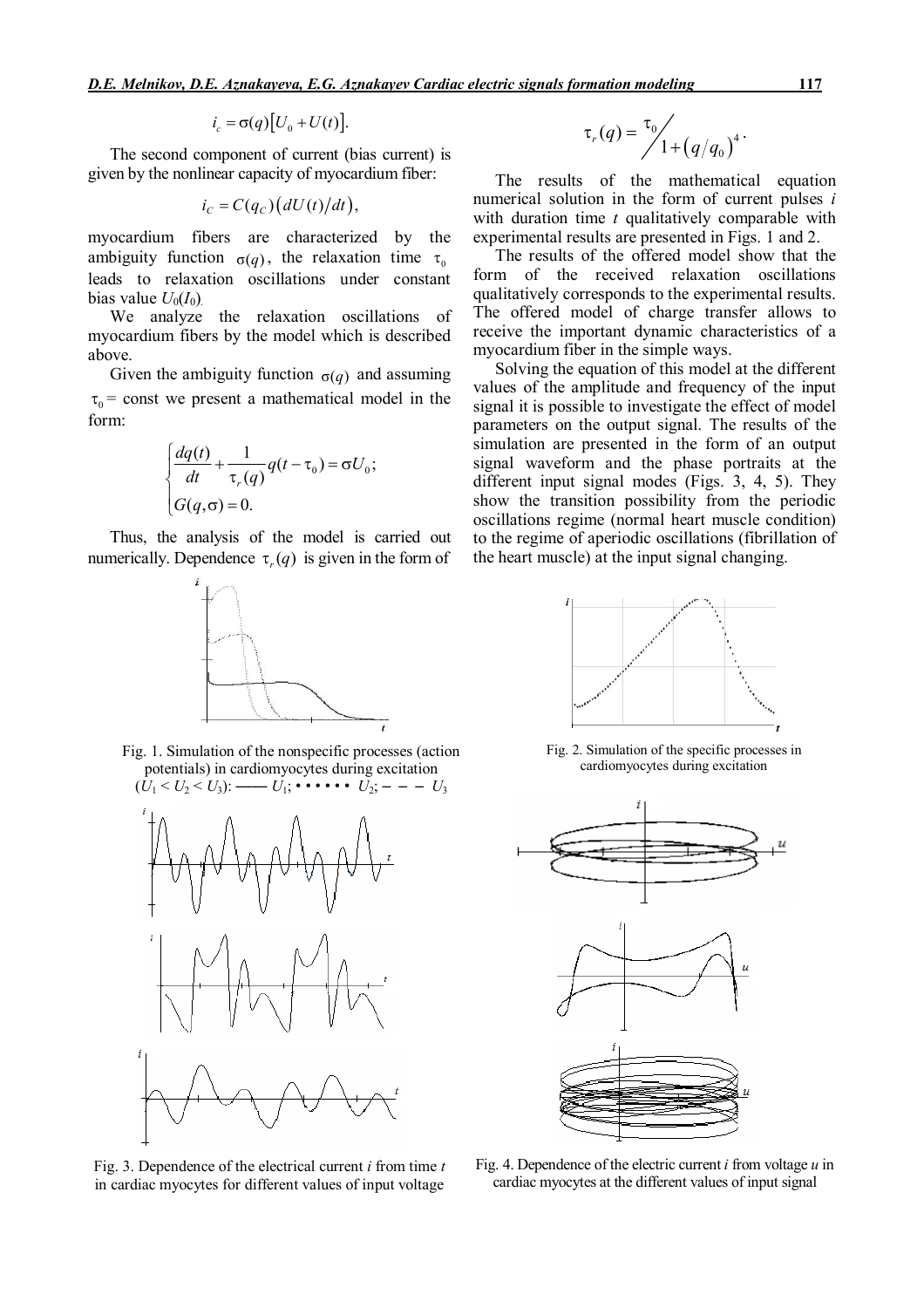$$i_c = \sigma(q)\left[U_0 + U(t)\right].$$

The second component of current (bias current) is given by the nonlinear capacity of myocardium fiber:

$$i_C = C(q_C)\left(dU(t)/dt\right),$$

myocardium fibers are characterized by the ambiguity function $\sigma(q)$, the relaxation time $\tau_0$ leads to relaxation oscillations under constant bias value $U_0(I_0)$.

We analyze the relaxation oscillations of myocardium fibers by the model which is described above.

Given the ambiguity function $\sigma(q)$ and assuming $\tau_0 =$ const we present a mathematical model in the form:

$$\begin{cases} \dfrac{dq(t)}{dt} + \dfrac{1}{\tau_r(q)} q(t-\tau_0) = \sigma U_0; \\ G(q,\sigma) = 0. \end{cases}$$

Thus, the analysis of the model is carried out numerically. Dependence $\tau_r(q)$ is given in the form of

$$\tau_r(q) = \tau_0 \Big/ 1 + \left(q/q_0\right)^4.$$

The results of the mathematical equation numerical solution in the form of current pulses $i$ with duration time $t$ qualitatively comparable with experimental results are presented in Figs. 1 and 2.

The results of the offered model show that the form of the received relaxation oscillations qualitatively corresponds to the experimental results. The offered model of charge transfer allows to receive the important dynamic characteristics of a myocardium fiber in the simple ways.

Solving the equation of this model at the different values of the amplitude and frequency of the input signal it is possible to investigate the effect of model parameters on the output signal. The results of the simulation are presented in the form of an output signal waveform and the phase portraits at the different input signal modes (Figs. 3, 4, 5). They show the transition possibility from the periodic oscillations regime (normal heart muscle condition) to the regime of aperiodic oscillations (fibrillation of the heart muscle) at the input signal changing.

Fig. 1. Simulation of the nonspecific processes (action potentials) in cardiomyocytes during excitation ($U_1 < U_2 < U_3$): —— $U_1$; • • • • • • $U_2$; – – – $U_3$

Fig. 2. Simulation of the specific processes in cardiomyocytes during excitation

Fig. 3. Dependence of the electrical current $i$ from time $t$ in cardiac myocytes for different values of input voltage

Fig. 4. Dependence of the electric current $i$ from voltage $u$ in cardiac myocytes at the different values of input signal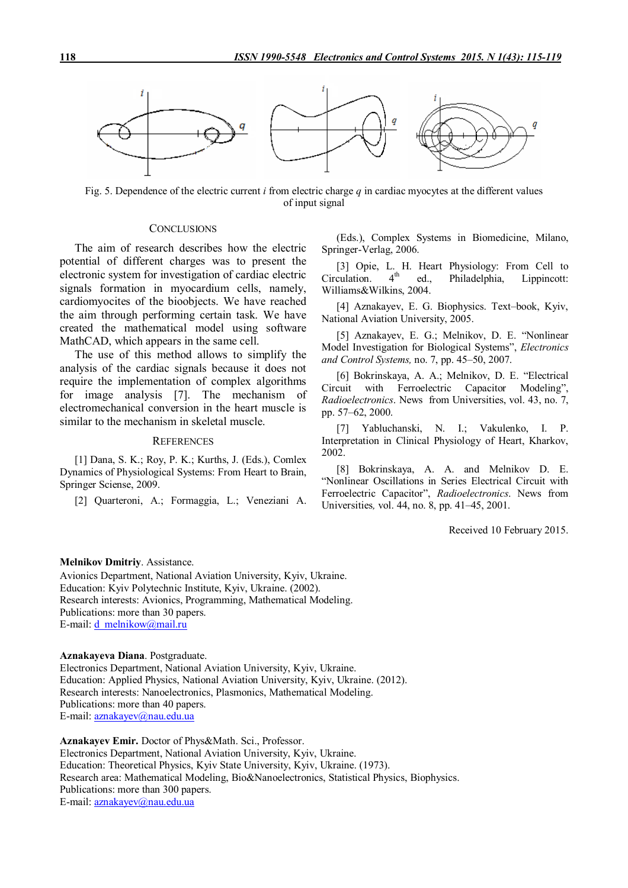Fig. 5. Dependence of the electric current *i* from electric charge *q* in cardiac myocytes at the different values of input signal

## CONCLUSIONS

The aim of research describes how the electric potential of different charges was to present the electronic system for investigation of cardiac electric signals formation in myocardium cells, namely, cardiomyocites of the bioobjects. We have reached the aim through performing certain task. We have created the mathematical model using software MathCAD, which appears in the same cell.

The use of this method allows to simplify the analysis of the cardiac signals because it does not require the implementation of complex algorithms for image analysis [7]. The mechanism of electromechanical conversion in the heart muscle is similar to the mechanism in skeletal muscle.

## REFERENCES

[1] Dana, S. K.; Roy, P. K.; Kurths, J. (Eds.), Comlex Dynamics of Physiological Systems: From Heart to Brain, Springer Sciense, 2009.

[2] Quarteroni, A.; Formaggia, L.; Veneziani A. (Eds.), Complex Systems in Biomedicine, Milano, Springer-Verlag, 2006.

[3] Opie, L. H. Heart Physiology: From Cell to Circulation. 4th ed., Philadelphia, Lippincott: Williams&Wilkins, 2004.

[4] Aznakayev, E. G. Biophysics. Text–book, Kyiv, National Aviation University, 2005.

[5] Aznakayev, E. G.; Melnikov, D. E. "Nonlinear Model Investigation for Biological Systems", *Electronics and Control Systems,* no. 7, pp. 45–50, 2007.

[6] Bokrinskaya, A. A.; Melnikov, D. E. "Electrical Circuit with Ferroelectric Capacitor Modeling", *Radioelectronics*. News from Universities, vol. 43, no. 7, pp. 57–62, 2000.

[7] Yabluchanski, N. I.; Vakulenko, I. P. Interpretation in Clinical Physiology of Heart, Kharkov, 2002.

[8] Bokrinskaya, A. A. and Melnikov D. E. "Nonlinear Oscillations in Series Electrical Circuit with Ferroelectric Capacitor", *Radioelectronics*. News from Universities*,* vol. 44, no. 8, pp. 41–45, 2001.

Received 10 February 2015.

**Melnikov Dmitriy**. Assistance.
Avionics Department, National Aviation University, Kyiv, Ukraine.
Education: Kyiv Polytechnic Institute, Kyiv, Ukraine. (2002).
Research interests: Avionics, Programming, Mathematical Modeling.
Publications: more than 30 papers.
E-mail: d_melnikow@mail.ru

**Aznakayeva Diana**. Postgraduate.
Electronics Department, National Aviation University, Kyiv, Ukraine.
Education: Applied Physics, National Aviation University, Kyiv, Ukraine. (2012).
Research interests: Nanoelectronics, Plasmonics, Mathematical Modeling.
Publications: more than 40 papers.
E-mail: aznakayev@nau.edu.ua

**Aznakayev Emir.** Doctor of Phys&Math. Sci., Professor.
Electronics Department, National Aviation University, Kyiv, Ukraine.
Education: Theoretical Physics, Kyiv State University, Kyiv, Ukraine. (1973).
Research area: Mathematical Modeling, Bio&Nanoelectronics, Statistical Physics, Biophysics.
Publications: more than 300 papers.
E-mail: aznakayev@nau.edu.ua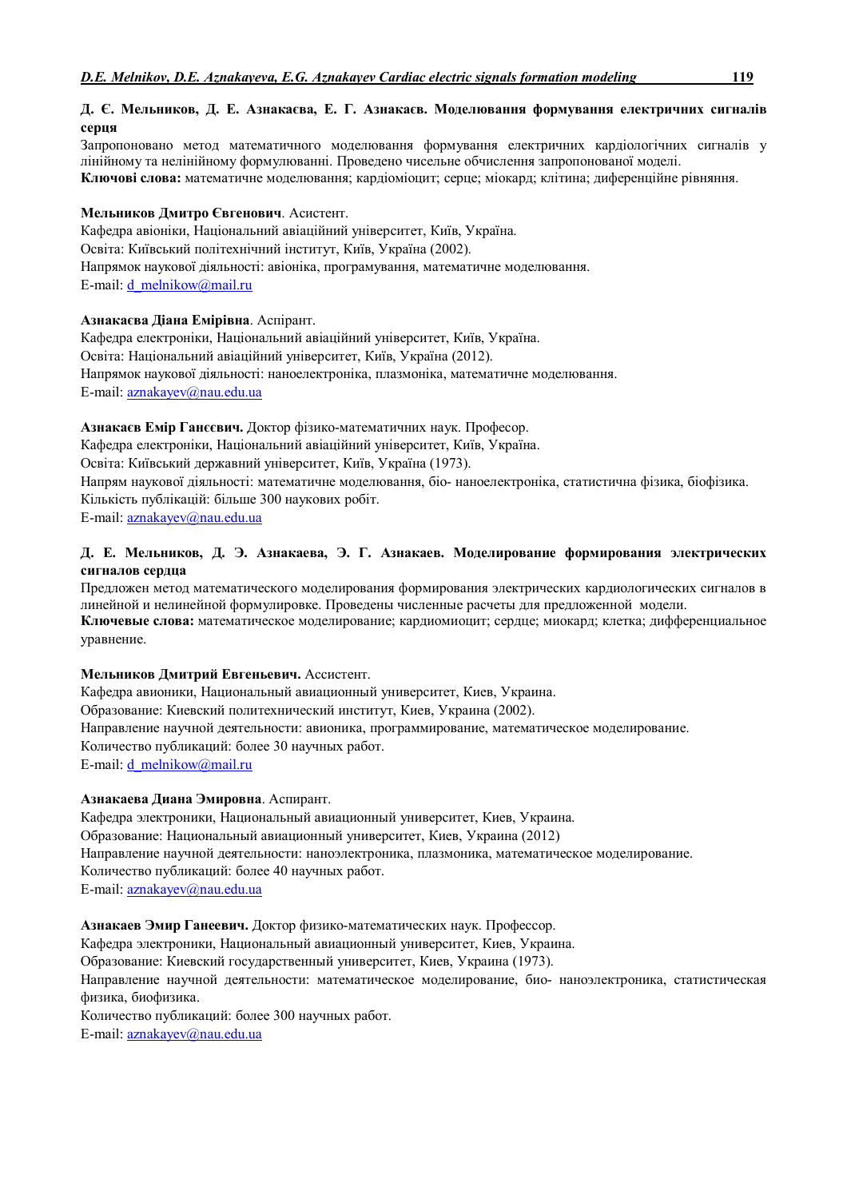**Д. Є. Мельников, Д. Е. Азнакаєва, Е. Г. Азнакаєв. Моделювання формування електричних сигналів серця**

Запропоновано метод математичного моделювання формування електричних кардіологічних сигналів у лінійному та нелінійному формулюванні. Проведено чисельне обчислення запропонованої моделі.

**Ключові слова:** математичне моделювання; кардіоміоцит; серце; міокард; клітина; диференційне рівняння.

**Мельников Дмитро Євгенович**. Асистент.

Кафедра авіоніки, Національний авіаційний університет, Київ, Україна.

Освіта: Київський політехнічний інститут, Київ, Україна (2002).

Напрямок наукової діяльності: авіоніка, програмування, математичне моделювання.

E-mail: d_melnikow@mail.ru

**Азнакаєва Діана Емірівна**. Аспірант.

Кафедра електроніки, Національний авіаційний університет, Київ, Україна.

Освіта: Національний авіаційний університет, Київ, Україна (2012).

Напрямок наукової діяльності: наноелектроніка, плазмоніка, математичне моделювання.

E-mail: aznakayev@nau.edu.ua

**Азнакаєв Емір Ганєєвич.** Доктор фізико-математичних наук. Професор.

Кафедра електроніки, Національний авіаційний університет, Київ, Україна.

Освіта: Київський державний університет, Київ, Україна (1973).

Напрям наукової діяльності: математичне моделювання, біо- наноелектроніка, статистична фізика, біофізика.

Кількість публікацій: більше 300 наукових робіт.

E-mail: aznakayev@nau.edu.ua

**Д. Е. Мельников, Д. Э. Азнакаева, Э. Г. Азнакаев. Моделирование формирования электрических сигналов сердца**

Предложен метод математического моделирования формирования электрических кардиологических сигналов в линейной и нелинейной формулировке. Проведены численные расчеты для предложенной модели.

**Ключевые слова:** математическое моделирование; кардиомиоцит; сердце; миокард; клетка; дифференциальное уравнение.

**Мельников Дмитрий Евгеньевич.** Ассистент.

Кафедра авионики, Национальный авиационный университет, Киев, Украина.

Образование: Киевский политехнический институт, Киев, Украина (2002).

Направление научной деятельности: авионика, программирование, математическое моделирование.

Количество публикаций: более 30 научных работ.

E-mail: d_melnikow@mail.ru

**Азнакаева Диана Эмировна**. Аспирант.

Кафедра электроники, Национальный авиационный университет, Киев, Украина.

Образование: Национальный авиационный университет, Киев, Украина (2012)

Направление научной деятельности: наноэлектроника, плазмоника, математическое моделирование.

Количество публикаций: более 40 научных работ.

E-mail: aznakayev@nau.edu.ua

**Азнакаев Эмир Ганеевич.** Доктор физико-математических наук. Профессор.

Кафедра электроники, Национальный авиационный университет, Киев, Украина.

Образование: Киевский государственный университет, Киев, Украина (1973).

Направление научной деятельности: математическое моделирование, био- наноэлектроника, статистическая физика, биофизика.

Количество публикаций: более 300 научных работ.

E-mail: aznakayev@nau.edu.ua